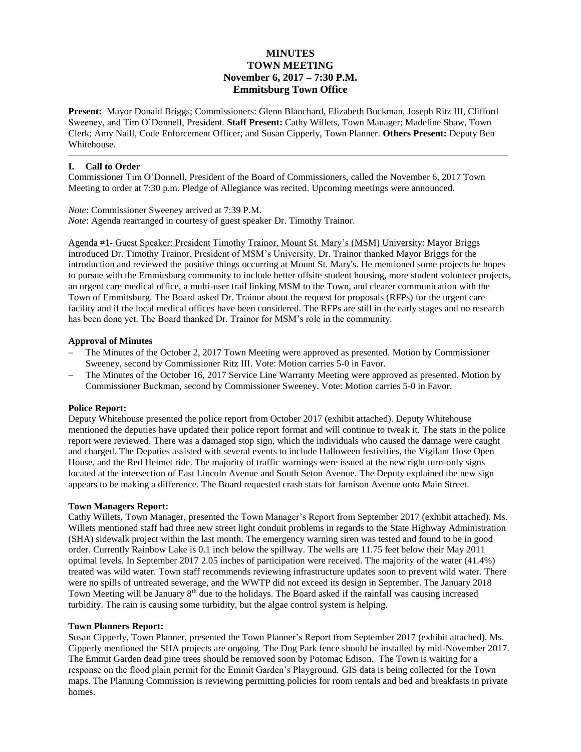# MINUTES
# TOWN MEETING
# November 6, 2017 – 7:30 P.M.
# Emmitsburg Town Office

**Present:** Mayor Donald Briggs; Commissioners: Glenn Blanchard, Elizabeth Buckman, Joseph Ritz III, Clifford Sweeney, and Tim O'Donnell, President. **Staff Present:** Cathy Willets, Town Manager; Madeline Shaw, Town Clerk; Amy Naill, Code Enforcement Officer; and Susan Cipperly, Town Planner. **Others Present:** Deputy Ben Whitehouse.

---

### I. Call to Order

Commissioner Tim O'Donnell, President of the Board of Commissioners, called the November 6, 2017 Town Meeting to order at 7:30 p.m. Pledge of Allegiance was recited. Upcoming meetings were announced.

*Note*: Commissioner Sweeney arrived at 7:39 P.M.
*Note*: Agenda rearranged in courtesy of guest speaker Dr. Timothy Trainor.

Agenda #1- Guest Speaker: President Timothy Trainor, Mount St. Mary's (MSM) University: Mayor Briggs introduced Dr. Timothy Trainor, President of MSM's University. Dr. Trainor thanked Mayor Briggs for the introduction and reviewed the positive things occurring at Mount St. Mary's. He mentioned some projects he hopes to pursue with the Emmitsburg community to include better offsite student housing, more student volunteer projects, an urgent care medical office, a multi-user trail linking MSM to the Town, and clearer communication with the Town of Emmitsburg. The Board asked Dr. Trainor about the request for proposals (RFPs) for the urgent care facility and if the local medical offices have been considered. The RFPs are still in the early stages and no research has been done yet. The Board thanked Dr. Trainor for MSM's role in the community.

**Approval of Minutes**

- The Minutes of the October 2, 2017 Town Meeting were approved as presented. Motion by Commissioner Sweeney, second by Commissioner Ritz III. Vote: Motion carries 5-0 in Favor.
- The Minutes of the October 16, 2017 Service Line Warranty Meeting were approved as presented. Motion by Commissioner Buckman, second by Commissioner Sweeney. Vote: Motion carries 5-0 in Favor.

**Police Report:**

Deputy Whitehouse presented the police report from October 2017 (exhibit attached). Deputy Whitehouse mentioned the deputies have updated their police report format and will continue to tweak it. The stats in the police report were reviewed. There was a damaged stop sign, which the individuals who caused the damage were caught and charged. The Deputies assisted with several events to include Halloween festivities, the Vigilant Hose Open House, and the Red Helmet ride. The majority of traffic warnings were issued at the new right turn-only signs located at the intersection of East Lincoln Avenue and South Seton Avenue. The Deputy explained the new sign appears to be making a difference. The Board requested crash stats for Jamison Avenue onto Main Street.

**Town Managers Report:**

Cathy Willets, Town Manager, presented the Town Manager's Report from September 2017 (exhibit attached). Ms. Willets mentioned staff had three new street light conduit problems in regards to the State Highway Administration (SHA) sidewalk project within the last month. The emergency warning siren was tested and found to be in good order. Currently Rainbow Lake is 0.1 inch below the spillway. The wells are 11.75 feet below their May 2011 optimal levels. In September 2017 2.05 inches of participation were received. The majority of the water (41.4%) treated was wild water. Town staff recommends reviewing infrastructure updates soon to prevent wild water. There were no spills of untreated sewerage, and the WWTP did not exceed its design in September. The January 2018 Town Meeting will be January 8th due to the holidays. The Board asked if the rainfall was causing increased turbidity. The rain is causing some turbidity, but the algae control system is helping.

**Town Planners Report:**

Susan Cipperly, Town Planner, presented the Town Planner's Report from September 2017 (exhibit attached). Ms. Cipperly mentioned the SHA projects are ongoing. The Dog Park fence should be installed by mid-November 2017. The Emmit Garden dead pine trees should be removed soon by Potomac Edison. The Town is waiting for a response on the flood plain permit for the Emmit Garden's Playground. GIS data is being collected for the Town maps. The Planning Commission is reviewing permitting policies for room rentals and bed and breakfasts in private homes.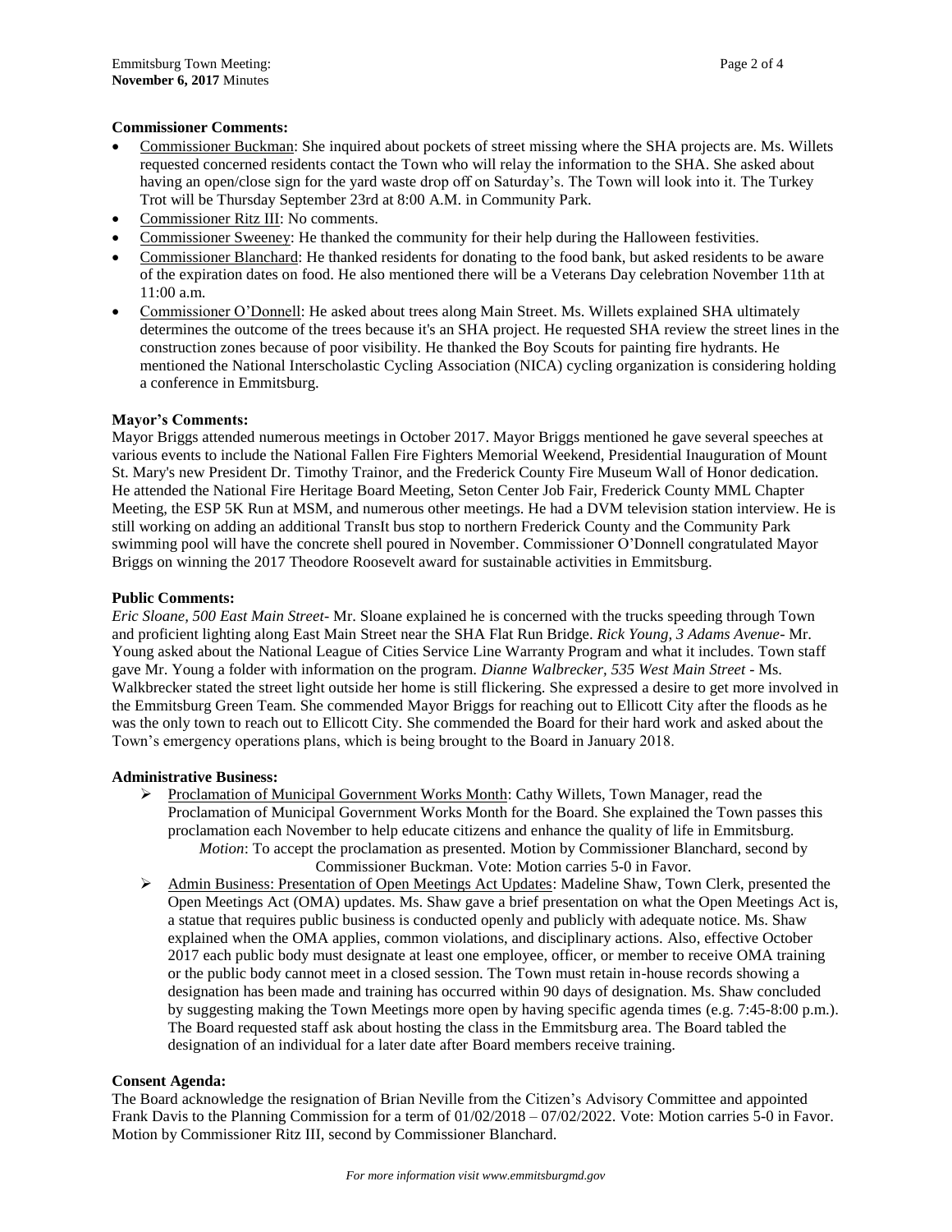**Commissioner Comments:**

- Commissioner Buckman: She inquired about pockets of street missing where the SHA projects are. Ms. Willets requested concerned residents contact the Town who will relay the information to the SHA. She asked about having an open/close sign for the yard waste drop off on Saturday's. The Town will look into it. The Turkey Trot will be Thursday September 23rd at 8:00 A.M. in Community Park.
- Commissioner Ritz III: No comments.
- Commissioner Sweeney: He thanked the community for their help during the Halloween festivities.
- Commissioner Blanchard: He thanked residents for donating to the food bank, but asked residents to be aware of the expiration dates on food. He also mentioned there will be a Veterans Day celebration November 11th at 11:00 a.m.
- Commissioner O'Donnell: He asked about trees along Main Street. Ms. Willets explained SHA ultimately determines the outcome of the trees because it's an SHA project. He requested SHA review the street lines in the construction zones because of poor visibility. He thanked the Boy Scouts for painting fire hydrants. He mentioned the National Interscholastic Cycling Association (NICA) cycling organization is considering holding a conference in Emmitsburg.

**Mayor's Comments:**

Mayor Briggs attended numerous meetings in October 2017. Mayor Briggs mentioned he gave several speeches at various events to include the National Fallen Fire Fighters Memorial Weekend, Presidential Inauguration of Mount St. Mary's new President Dr. Timothy Trainor, and the Frederick County Fire Museum Wall of Honor dedication. He attended the National Fire Heritage Board Meeting, Seton Center Job Fair, Frederick County MML Chapter Meeting, the ESP 5K Run at MSM, and numerous other meetings. He had a DVM television station interview. He is still working on adding an additional TransIt bus stop to northern Frederick County and the Community Park swimming pool will have the concrete shell poured in November. Commissioner O'Donnell congratulated Mayor Briggs on winning the 2017 Theodore Roosevelt award for sustainable activities in Emmitsburg.

**Public Comments:**

*Eric Sloane, 500 East Main Street*- Mr. Sloane explained he is concerned with the trucks speeding through Town and proficient lighting along East Main Street near the SHA Flat Run Bridge. *Rick Young, 3 Adams Avenue*- Mr. Young asked about the National League of Cities Service Line Warranty Program and what it includes. Town staff gave Mr. Young a folder with information on the program. *Dianne Walbrecker, 535 West Main Street* - Ms. Walkbrecker stated the street light outside her home is still flickering. She expressed a desire to get more involved in the Emmitsburg Green Team. She commended Mayor Briggs for reaching out to Ellicott City after the floods as he was the only town to reach out to Ellicott City. She commended the Board for their hard work and asked about the Town's emergency operations plans, which is being brought to the Board in January 2018.

**Administrative Business:**

- Proclamation of Municipal Government Works Month: Cathy Willets, Town Manager, read the Proclamation of Municipal Government Works Month for the Board. She explained the Town passes this proclamation each November to help educate citizens and enhance the quality of life in Emmitsburg.
  *Motion*: To accept the proclamation as presented. Motion by Commissioner Blanchard, second by Commissioner Buckman. Vote: Motion carries 5-0 in Favor.
- Admin Business: Presentation of Open Meetings Act Updates: Madeline Shaw, Town Clerk, presented the Open Meetings Act (OMA) updates. Ms. Shaw gave a brief presentation on what the Open Meetings Act is, a statue that requires public business is conducted openly and publicly with adequate notice. Ms. Shaw explained when the OMA applies, common violations, and disciplinary actions. Also, effective October 2017 each public body must designate at least one employee, officer, or member to receive OMA training or the public body cannot meet in a closed session. The Town must retain in-house records showing a designation has been made and training has occurred within 90 days of designation. Ms. Shaw concluded by suggesting making the Town Meetings more open by having specific agenda times (e.g. 7:45-8:00 p.m.). The Board requested staff ask about hosting the class in the Emmitsburg area. The Board tabled the designation of an individual for a later date after Board members receive training.

**Consent Agenda:**

The Board acknowledge the resignation of Brian Neville from the Citizen's Advisory Committee and appointed Frank Davis to the Planning Commission for a term of 01/02/2018 – 07/02/2022. Vote: Motion carries 5-0 in Favor. Motion by Commissioner Ritz III, second by Commissioner Blanchard.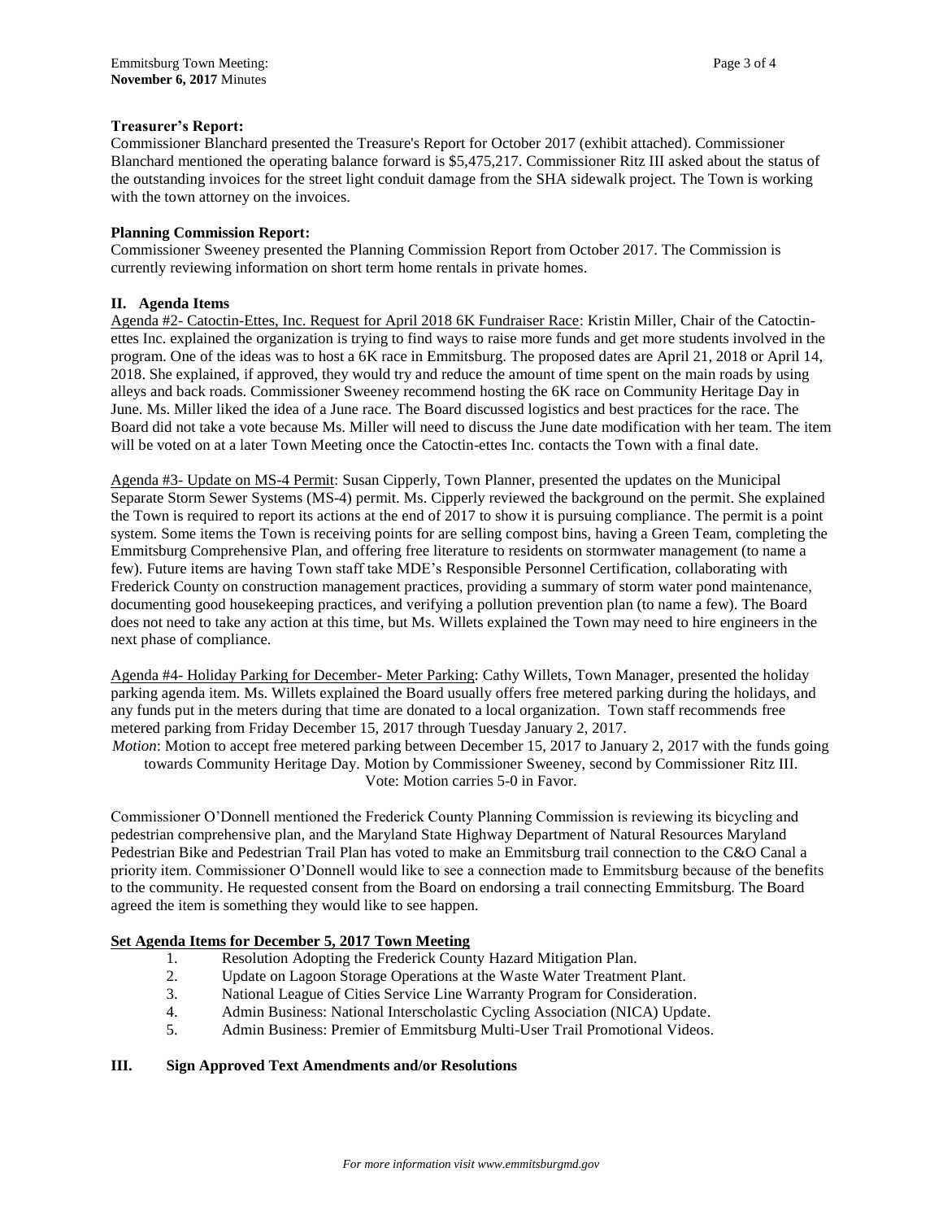**Treasurer's Report:**

Commissioner Blanchard presented the Treasure's Report for October 2017 (exhibit attached). Commissioner Blanchard mentioned the operating balance forward is $5,475,217. Commissioner Ritz III asked about the status of the outstanding invoices for the street light conduit damage from the SHA sidewalk project. The Town is working with the town attorney on the invoices.

**Planning Commission Report:**

Commissioner Sweeney presented the Planning Commission Report from October 2017. The Commission is currently reviewing information on short term home rentals in private homes.

## II. Agenda Items

Agenda #2- Catoctin-Ettes, Inc. Request for April 2018 6K Fundraiser Race: Kristin Miller, Chair of the Catoctin-ettes Inc. explained the organization is trying to find ways to raise more funds and get more students involved in the program. One of the ideas was to host a 6K race in Emmitsburg. The proposed dates are April 21, 2018 or April 14, 2018. She explained, if approved, they would try and reduce the amount of time spent on the main roads by using alleys and back roads. Commissioner Sweeney recommend hosting the 6K race on Community Heritage Day in June. Ms. Miller liked the idea of a June race. The Board discussed logistics and best practices for the race. The Board did not take a vote because Ms. Miller will need to discuss the June date modification with her team. The item will be voted on at a later Town Meeting once the Catoctin-ettes Inc. contacts the Town with a final date.

Agenda #3- Update on MS-4 Permit: Susan Cipperly, Town Planner, presented the updates on the Municipal Separate Storm Sewer Systems (MS-4) permit. Ms. Cipperly reviewed the background on the permit. She explained the Town is required to report its actions at the end of 2017 to show it is pursuing compliance. The permit is a point system. Some items the Town is receiving points for are selling compost bins, having a Green Team, completing the Emmitsburg Comprehensive Plan, and offering free literature to residents on stormwater management (to name a few). Future items are having Town staff take MDE's Responsible Personnel Certification, collaborating with Frederick County on construction management practices, providing a summary of storm water pond maintenance, documenting good housekeeping practices, and verifying a pollution prevention plan (to name a few). The Board does not need to take any action at this time, but Ms. Willets explained the Town may need to hire engineers in the next phase of compliance.

Agenda #4- Holiday Parking for December- Meter Parking: Cathy Willets, Town Manager, presented the holiday parking agenda item. Ms. Willets explained the Board usually offers free metered parking during the holidays, and any funds put in the meters during that time are donated to a local organization. Town staff recommends free metered parking from Friday December 15, 2017 through Tuesday January 2, 2017.

*Motion*: Motion to accept free metered parking between December 15, 2017 to January 2, 2017 with the funds going towards Community Heritage Day. Motion by Commissioner Sweeney, second by Commissioner Ritz III. Vote: Motion carries 5-0 in Favor.

Commissioner O'Donnell mentioned the Frederick County Planning Commission is reviewing its bicycling and pedestrian comprehensive plan, and the Maryland State Highway Department of Natural Resources Maryland Pedestrian Bike and Pedestrian Trail Plan has voted to make an Emmitsburg trail connection to the C&O Canal a priority item. Commissioner O'Donnell would like to see a connection made to Emmitsburg because of the benefits to the community. He requested consent from the Board on endorsing a trail connecting Emmitsburg. The Board agreed the item is something they would like to see happen.

**Set Agenda Items for December 5, 2017 Town Meeting**

1. Resolution Adopting the Frederick County Hazard Mitigation Plan.
2. Update on Lagoon Storage Operations at the Waste Water Treatment Plant.
3. National League of Cities Service Line Warranty Program for Consideration.
4. Admin Business: National Interscholastic Cycling Association (NICA) Update.
5. Admin Business: Premier of Emmitsburg Multi-User Trail Promotional Videos.

## III. Sign Approved Text Amendments and/or Resolutions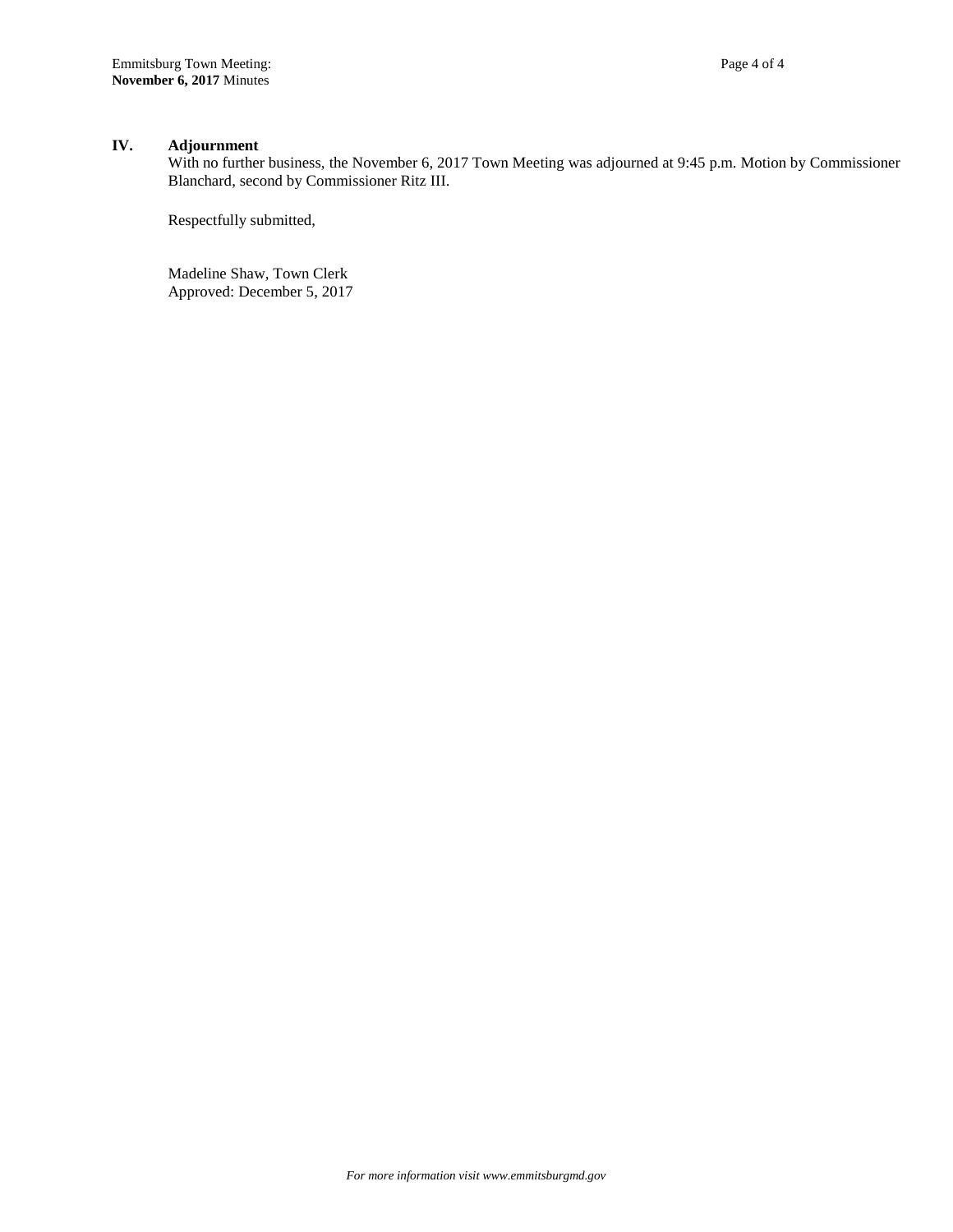## IV. Adjournment

With no further business, the November 6, 2017 Town Meeting was adjourned at 9:45 p.m. Motion by Commissioner Blanchard, second by Commissioner Ritz III.

Respectfully submitted,

Madeline Shaw, Town Clerk
Approved: December 5, 2017

*For more information visit www.emmitsburgmd.gov*